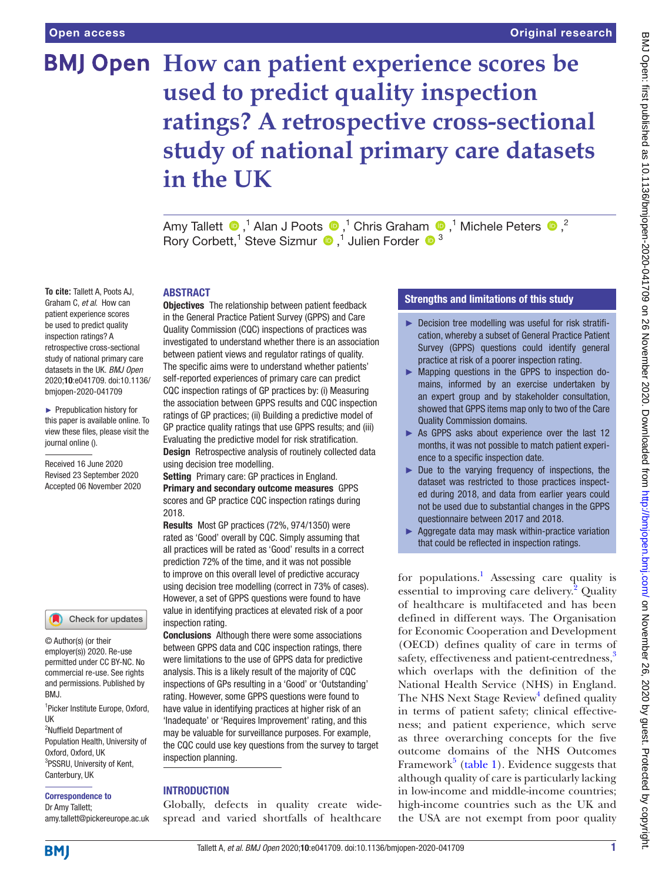# How can patient experience scores be used to predict quality inspection ratings? A retrospective cross-sectional study of national primary care datasets in the UK

Amy Tallett,[1] Alan J Poots,[1] Chris Graham,[1] Michele Peters,[2] Rory Corbett,[1] Steve Sizmur,[1] Julien Forder[3]

**To cite:** Tallett A, Poots AJ, Graham C, *et al*. How can patient experience scores be used to predict quality inspection ratings? A retrospective cross-sectional study of national primary care datasets in the UK. *BMJ Open* 2020;**10**:e041709. doi:10.1136/bmjopen-2020-041709

► Prepublication history for this paper is available online. To view these files, please visit the journal online ().

Received 16 June 2020
Revised 23 September 2020
Accepted 06 November 2020

© Author(s) (or their employer(s)) 2020. Re-use permitted under CC BY-NC. No commercial re-use. See rights and permissions. Published by BMJ.

[1]Picker Institute Europe, Oxford, UK
[2]Nuffield Department of Population Health, University of Oxford, Oxford, UK
[3]PSSRU, University of Kent, Canterbury, UK

**Correspondence to**
Dr Amy Tallett;
amy.tallett@pickereurope.ac.uk

## ABSTRACT

**Objectives** The relationship between patient feedback in the General Practice Patient Survey (GPPS) and Care Quality Commission (CQC) inspections of practices was investigated to understand whether there is an association between patient views and regulator ratings of quality. The specific aims were to understand whether patients' self-reported experiences of primary care can predict CQC inspection ratings of GP practices by: (i) Measuring the association between GPPS results and CQC inspection ratings of GP practices; (ii) Building a predictive model of GP practice quality ratings that use GPPS results; and (iii) Evaluating the predictive model for risk stratification.

**Design** Retrospective analysis of routinely collected data using decision tree modelling.

**Setting** Primary care: GP practices in England.

**Primary and secondary outcome measures** GPPS scores and GP practice CQC inspection ratings during 2018.

**Results** Most GP practices (72%, 974/1350) were rated as 'Good' overall by CQC. Simply assuming that all practices will be rated as 'Good' results in a correct prediction 72% of the time, and it was not possible to improve on this overall level of predictive accuracy using decision tree modelling (correct in 73% of cases). However, a set of GPPS questions were found to have value in identifying practices at elevated risk of a poor inspection rating.

**Conclusions** Although there were some associations between GPPS data and CQC inspection ratings, there were limitations to the use of GPPS data for predictive analysis. This is a likely result of the majority of CQC inspections of GPs resulting in a 'Good' or 'Outstanding' rating. However, some GPPS questions were found to have value in identifying practices at higher risk of an 'Inadequate' or 'Requires Improvement' rating, and this may be valuable for surveillance purposes. For example, the CQC could use key questions from the survey to target inspection planning.

## Strengths and limitations of this study

- ► Decision tree modelling was useful for risk stratification, whereby a subset of General Practice Patient Survey (GPPS) questions could identify general practice at risk of a poorer inspection rating.
- ► Mapping questions in the GPPS to inspection domains, informed by an exercise undertaken by an expert group and by stakeholder consultation, showed that GPPS items map only to two of the Care Quality Commission domains.
- ► As GPPS asks about experience over the last 12 months, it was not possible to match patient experience to a specific inspection date.
- ► Due to the varying frequency of inspections, the dataset was restricted to those practices inspected during 2018, and data from earlier years could not be used due to substantial changes in the GPPS questionnaire between 2017 and 2018.
- ► Aggregate data may mask within-practice variation that could be reflected in inspection ratings.

## INTRODUCTION

Globally, defects in quality create widespread and varied shortfalls of healthcare for populations.[1] Assessing care quality is essential to improving care delivery.[2] Quality of healthcare is multifaceted and has been defined in different ways. The Organisation for Economic Cooperation and Development (OECD) defines quality of care in terms of safety, effectiveness and patient-centredness,[3] which overlaps with the definition of the National Health Service (NHS) in England. The NHS Next Stage Review[4] defined quality in terms of patient safety; clinical effectiveness; and patient experience, which serve as three overarching concepts for the five outcome domains of the NHS Outcomes Framework[5] (table 1). Evidence suggests that although quality of care is particularly lacking in low-income and middle-income countries; high-income countries such as the UK and the USA are not exempt from poor quality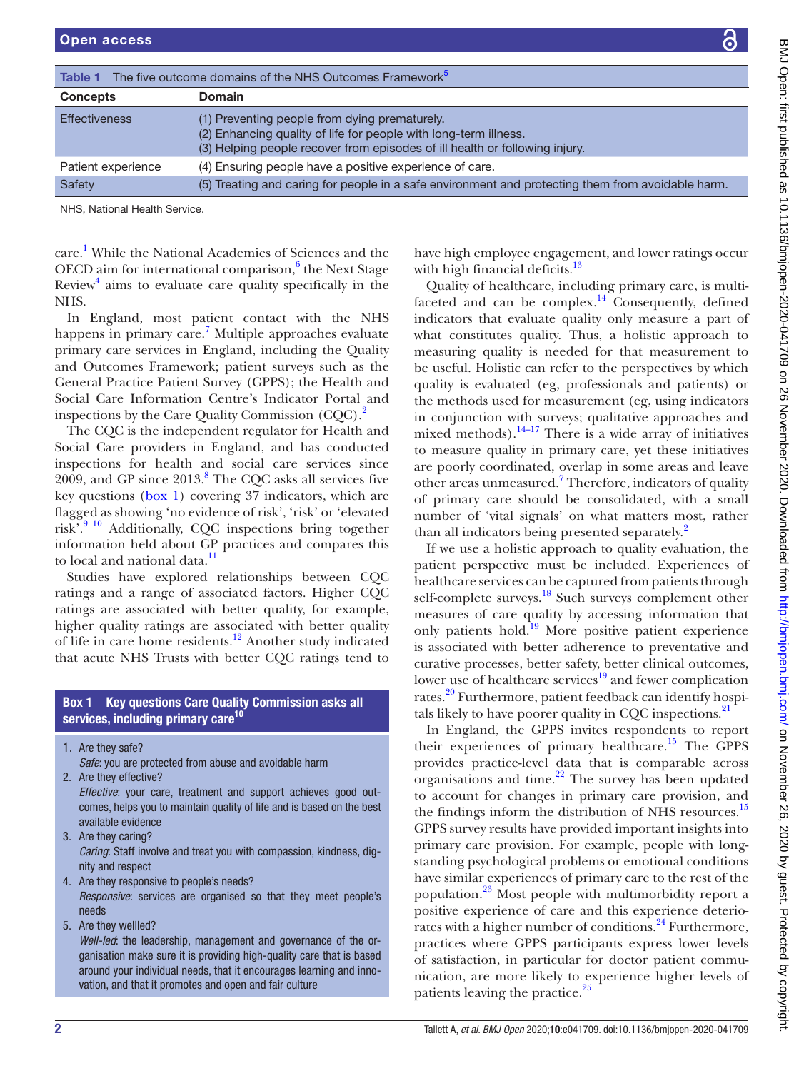Table 1 The five outcome domains of the NHS Outcomes Framework[5]

| Concepts | Domain |
|---|---|
| Effectiveness | (1) Preventing people from dying prematurely.<br>(2) Enhancing quality of life for people with long-term illness.<br>(3) Helping people recover from episodes of ill health or following injury. |
| Patient experience | (4) Ensuring people have a positive experience of care. |
| Safety | (5) Treating and caring for people in a safe environment and protecting them from avoidable harm. |

NHS, National Health Service.

care.[1] While the National Academies of Sciences and the OECD aim for international comparison,[6] the Next Stage Review[4] aims to evaluate care quality specifically in the NHS.

In England, most patient contact with the NHS happens in primary care.[7] Multiple approaches evaluate primary care services in England, including the Quality and Outcomes Framework; patient surveys such as the General Practice Patient Survey (GPPS); the Health and Social Care Information Centre's Indicator Portal and inspections by the Care Quality Commission (CQC).[2]

The CQC is the independent regulator for Health and Social Care providers in England, and has conducted inspections for health and social care services since 2009, and GP since 2013.[8] The CQC asks all services five key questions (box 1) covering 37 indicators, which are flagged as showing 'no evidence of risk', 'risk' or 'elevated risk'.[9,10] Additionally, CQC inspections bring together information held about GP practices and compares this to local and national data.[11]

Studies have explored relationships between CQC ratings and a range of associated factors. Higher CQC ratings are associated with better quality, for example, higher quality ratings are associated with better quality of life in care home residents.[12] Another study indicated that acute NHS Trusts with better CQC ratings tend to have high employee engagement, and lower ratings occur with high financial deficits.[13]

**Box 1 Key questions Care Quality Commission asks all services, including primary care[10]**

1. Are they safe?
   *Safe*: you are protected from abuse and avoidable harm
2. Are they effective?
   *Effective*: your care, treatment and support achieves good outcomes, helps you to maintain quality of life and is based on the best available evidence
3. Are they caring?
   *Caring*: Staff involve and treat you with compassion, kindness, dignity and respect
4. Are they responsive to people's needs?
   *Responsive*: services are organised so that they meet people's needs
5. Are they wellled?
   *Well-led*: the leadership, management and governance of the organisation make sure it is providing high-quality care that is based around your individual needs, that it encourages learning and innovation, and that it promotes and open and fair culture

Quality of healthcare, including primary care, is multifaceted and can be complex.[14] Consequently, defined indicators that evaluate quality only measure a part of what constitutes quality. Thus, a holistic approach to measuring quality is needed for that measurement to be useful. Holistic can refer to the perspectives by which quality is evaluated (eg, professionals and patients) or the methods used for measurement (eg, using indicators in conjunction with surveys; qualitative approaches and mixed methods).[14–17] There is a wide array of initiatives to measure quality in primary care, yet these initiatives are poorly coordinated, overlap in some areas and leave other areas unmeasured.[7] Therefore, indicators of quality of primary care should be consolidated, with a small number of 'vital signals' on what matters most, rather than all indicators being presented separately.[2]

If we use a holistic approach to quality evaluation, the patient perspective must be included. Experiences of healthcare services can be captured from patients through self-complete surveys.[18] Such surveys complement other measures of care quality by accessing information that only patients hold.[19] More positive patient experience is associated with better adherence to preventative and curative processes, better safety, better clinical outcomes, lower use of healthcare services[19] and fewer complication rates.[20] Furthermore, patient feedback can identify hospitals likely to have poorer quality in CQC inspections.[21]

In England, the GPPS invites respondents to report their experiences of primary healthcare.[15] The GPPS provides practice-level data that is comparable across organisations and time.[22] The survey has been updated to account for changes in primary care provision, and the findings inform the distribution of NHS resources.[15] GPPS survey results have provided important insights into primary care provision. For example, people with longstanding psychological problems or emotional conditions have similar experiences of primary care to the rest of the population.[23] Most people with multimorbidity report a positive experience of care and this experience deteriorates with a higher number of conditions.[24] Furthermore, practices where GPPS participants express lower levels of satisfaction, in particular for doctor patient communication, are more likely to experience higher levels of patients leaving the practice.[25]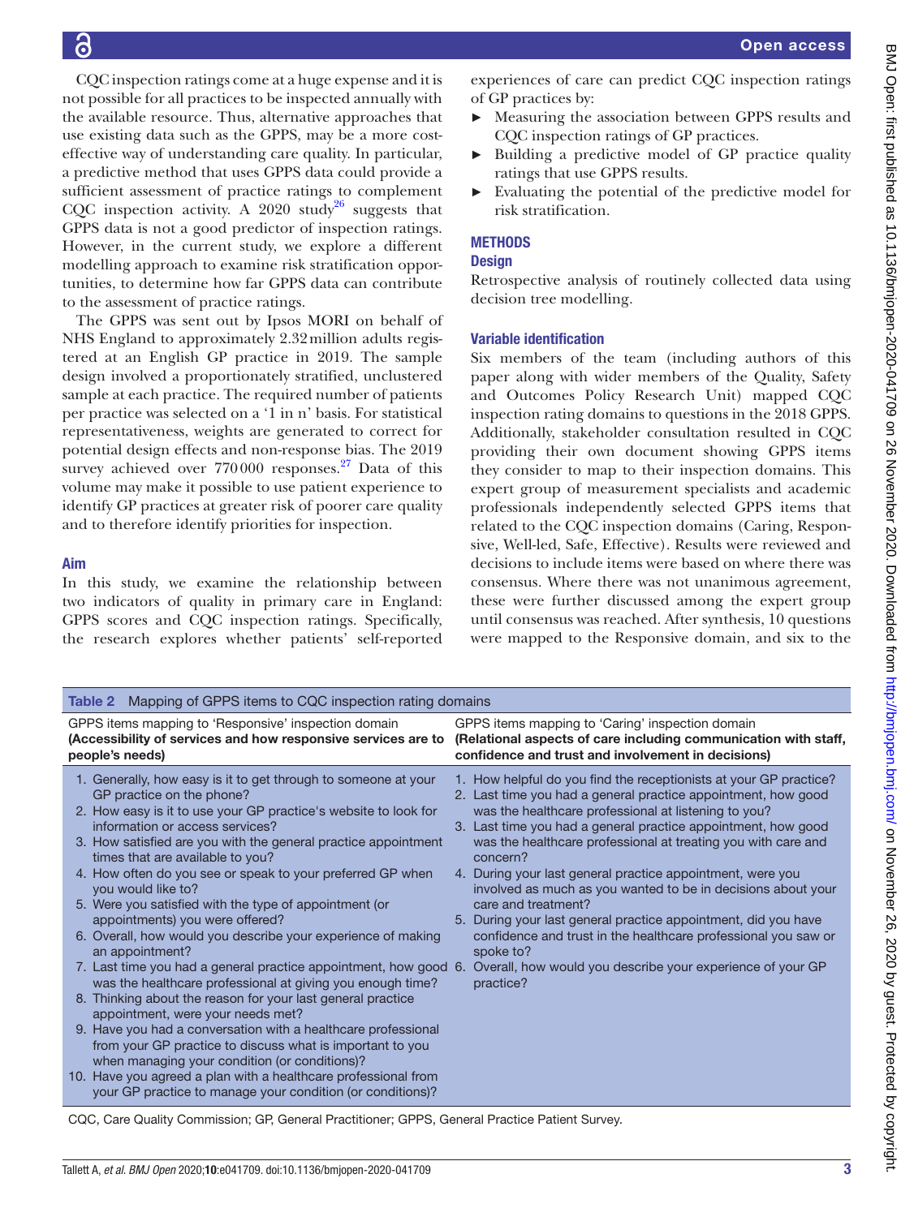CQC inspection ratings come at a huge expense and it is not possible for all practices to be inspected annually with the available resource. Thus, alternative approaches that use existing data such as the GPPS, may be a more cost-effective way of understanding care quality. In particular, a predictive method that uses GPPS data could provide a sufficient assessment of practice ratings to complement CQC inspection activity. A 2020 study[26] suggests that GPPS data is not a good predictor of inspection ratings. However, in the current study, we explore a different modelling approach to examine risk stratification opportunities, to determine how far GPPS data can contribute to the assessment of practice ratings.

The GPPS was sent out by Ipsos MORI on behalf of NHS England to approximately 2.32 million adults registered at an English GP practice in 2019. The sample design involved a proportionately stratified, unclustered sample at each practice. The required number of patients per practice was selected on a '1 in n' basis. For statistical representativeness, weights are generated to correct for potential design effects and non-response bias. The 2019 survey achieved over 770 000 responses.[27] Data of this volume may make it possible to use patient experience to identify GP practices at greater risk of poorer care quality and to therefore identify priorities for inspection.

## Aim

In this study, we examine the relationship between two indicators of quality in primary care in England: GPPS scores and CQC inspection ratings. Specifically, the research explores whether patients' self-reported experiences of care can predict CQC inspection ratings of GP practices by:

- Measuring the association between GPPS results and CQC inspection ratings of GP practices.
- Building a predictive model of GP practice quality ratings that use GPPS results.
- Evaluating the potential of the predictive model for risk stratification.

## METHODS

### Design

Retrospective analysis of routinely collected data using decision tree modelling.

### Variable identification

Six members of the team (including authors of this paper along with wider members of the Quality, Safety and Outcomes Policy Research Unit) mapped CQC inspection rating domains to questions in the 2018 GPPS. Additionally, stakeholder consultation resulted in CQC providing their own document showing GPPS items they consider to map to their inspection domains. This expert group of measurement specialists and academic professionals independently selected GPPS items that related to the CQC inspection domains (Caring, Responsive, Well-led, Safe, Effective). Results were reviewed and decisions to include items were based on where there was consensus. Where there was not unanimous agreement, these were further discussed among the expert group until consensus was reached. After synthesis, 10 questions were mapped to the Responsive domain, and six to the

Table 2 Mapping of GPPS items to CQC inspection rating domains

| GPPS items mapping to 'Responsive' inspection domain **(Accessibility of services and how responsive services are to people's needs)** | GPPS items mapping to 'Caring' inspection domain **(Relational aspects of care including communication with staff, confidence and trust and involvement in decisions)** |
|---|---|
| 1. Generally, how easy is it to get through to someone at your GP practice on the phone? | 1. How helpful do you find the receptionists at your GP practice? |
| 2. How easy is it to use your GP practice's website to look for information or access services? | 2. Last time you had a general practice appointment, how good was the healthcare professional at listening to you? |
| 3. How satisfied are you with the general practice appointment times that are available to you? | 3. Last time you had a general practice appointment, how good was the healthcare professional at treating you with care and concern? |
| 4. How often do you see or speak to your preferred GP when you would like to? | 4. During your last general practice appointment, were you involved as much as you wanted to be in decisions about your care and treatment? |
| 5. Were you satisfied with the type of appointment (or appointments) you were offered? | 5. During your last general practice appointment, did you have confidence and trust in the healthcare professional you saw or spoke to? |
| 6. Overall, how would you describe your experience of making an appointment? | 6. Overall, how would you describe your experience of your GP practice? |
| 7. Last time you had a general practice appointment, how good was the healthcare professional at giving you enough time? | |
| 8. Thinking about the reason for your last general practice appointment, were your needs met? | |
| 9. Have you had a conversation with a healthcare professional from your GP practice to discuss what is important to you when managing your condition (or conditions)? | |
| 10. Have you agreed a plan with a healthcare professional from your GP practice to manage your condition (or conditions)? | |

CQC, Care Quality Commission; GP, General Practitioner; GPPS, General Practice Patient Survey.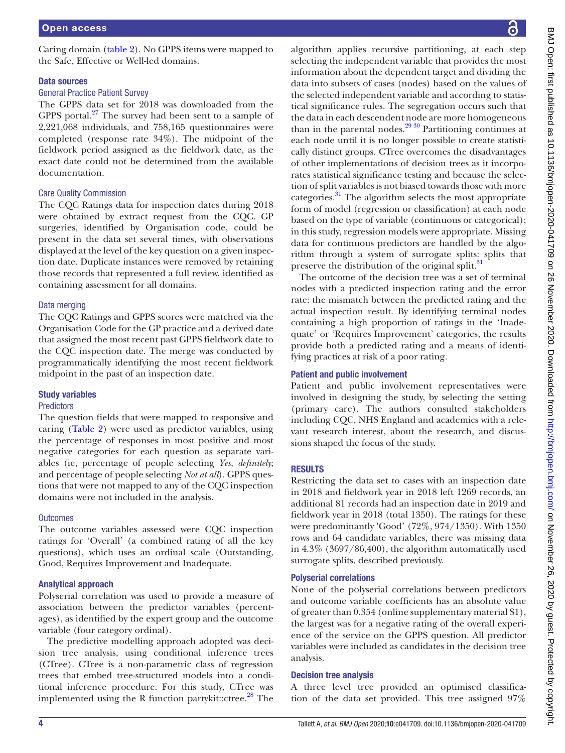Caring domain (table 2). No GPPS items were mapped to the Safe, Effective or Well-led domains.

## Data sources

### General Practice Patient Survey

The GPPS data set for 2018 was downloaded from the GPPS portal.[27] The survey had been sent to a sample of 2,221,068 individuals, and 758,165 questionnaires were completed (response rate 34%). The midpoint of the fieldwork period assigned as the fieldwork date, as the exact date could not be determined from the available documentation.

### Care Quality Commission

The CQC Ratings data for inspection dates during 2018 were obtained by extract request from the CQC. GP surgeries, identified by Organisation code, could be present in the data set several times, with observations displayed at the level of the key question on a given inspection date. Duplicate instances were removed by retaining those records that represented a full review, identified as containing assessment for all domains.

### Data merging

The CQC Ratings and GPPS scores were matched via the Organisation Code for the GP practice and a derived date that assigned the most recent past GPPS fieldwork date to the CQC inspection date. The merge was conducted by programmatically identifying the most recent fieldwork midpoint in the past of an inspection date.

## Study variables

### Predictors

The question fields that were mapped to responsive and caring (Table 2) were used as predictor variables, using the percentage of responses in most positive and most negative categories for each question as separate variables (ie, percentage of people selecting *Yes, definitely*; and percentage of people selecting *Not at all*). GPPS questions that were not mapped to any of the CQC inspection domains were not included in the analysis.

### Outcomes

The outcome variables assessed were CQC inspection ratings for 'Overall' (a combined rating of all the key questions), which uses an ordinal scale (Outstanding, Good, Requires Improvement and Inadequate.

## Analytical approach

Polyserial correlation was used to provide a measure of association between the predictor variables (percentages), as identified by the expert group and the outcome variable (four category ordinal).

The predictive modelling approach adopted was decision tree analysis, using conditional inference trees (CTree). CTree is a non-parametric class of regression trees that embed tree-structured models into a conditional inference procedure. For this study, CTree was implemented using the R function partykit::ctree.[28] The algorithm applies recursive partitioning, at each step selecting the independent variable that provides the most information about the dependent target and dividing the data into subsets of cases (nodes) based on the values of the selected independent variable and according to statistical significance rules. The segregation occurs such that the data in each descendent node are more homogeneous than in the parental nodes.[29,30] Partitioning continues at each node until it is no longer possible to create statistically distinct groups. CTree overcomes the disadvantages of other implementations of decision trees as it incorporates statistical significance testing and because the selection of split variables is not biased towards those with more categories.[31] The algorithm selects the most appropriate form of model (regression or classification) at each node based on the type of variable (continuous or categorical); in this study, regression models were appropriate. Missing data for continuous predictors are handled by the algorithm through a system of surrogate splits: splits that preserve the distribution of the original split.[31]

The outcome of the decision tree was a set of terminal nodes with a predicted inspection rating and the error rate: the mismatch between the predicted rating and the actual inspection result. By identifying terminal nodes containing a high proportion of ratings in the 'Inadequate' or 'Requires Improvement' categories, the results provide both a predicted rating and a means of identifying practices at risk of a poor rating.

## Patient and public involvement

Patient and public involvement representatives were involved in designing the study, by selecting the setting (primary care). The authors consulted stakeholders including CQC, NHS England and academics with a relevant research interest, about the research, and discussions shaped the focus of the study.

# RESULTS

Restricting the data set to cases with an inspection date in 2018 and fieldwork year in 2018 left 1269 records, an additional 81 records had an inspection date in 2019 and fieldwork year in 2018 (total 1350). The ratings for these were predominantly 'Good' (72%, 974/1350). With 1350 rows and 64 candidate variables, there was missing data in 4.3% (3697/86,400), the algorithm automatically used surrogate splits, described previously.

## Polyserial correlations

None of the polyserial correlations between predictors and outcome variable coefficients has an absolute value of greater than 0.354 (online supplementary material S1), the largest was for a negative rating of the overall experience of the service on the GPPS question. All predictor variables were included as candidates in the decision tree analysis.

## Decision tree analysis

A three level tree provided an optimised classification of the data set provided. This tree assigned 97%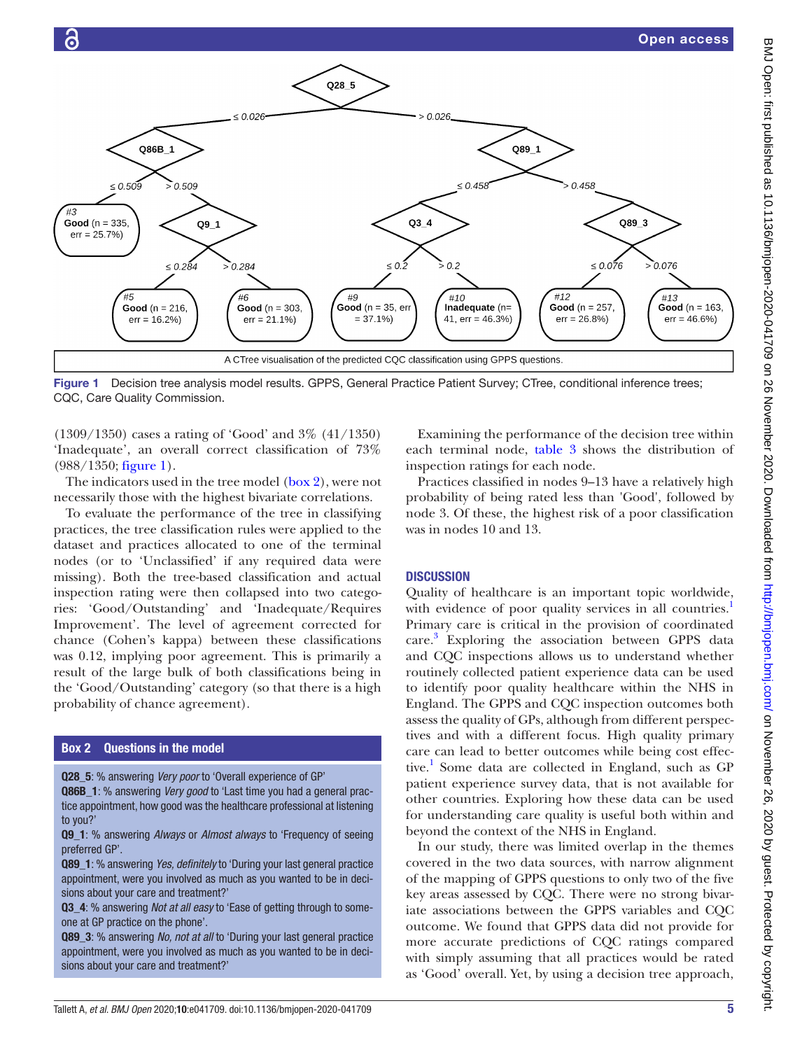Figure 1 Decision tree analysis model results. GPPS, General Practice Patient Survey; CTree, conditional inference trees; CQC, Care Quality Commission.

(1309/1350) cases a rating of 'Good' and 3% (41/1350) 'Inadequate', an overall correct classification of 73% (988/1350; figure 1).

The indicators used in the tree model (box 2), were not necessarily those with the highest bivariate correlations.

To evaluate the performance of the tree in classifying practices, the tree classification rules were applied to the dataset and practices allocated to one of the terminal nodes (or to 'Unclassified' if any required data were missing). Both the tree-based classification and actual inspection rating were then collapsed into two categories: 'Good/Outstanding' and 'Inadequate/Requires Improvement'. The level of agreement corrected for chance (Cohen's kappa) between these classifications was 0.12, implying poor agreement. This is primarily a result of the large bulk of both classifications being in the 'Good/Outstanding' category (so that there is a high probability of chance agreement).

> **Box 2 Questions in the model**
>
> **Q28_5**: % answering *Very poor* to 'Overall experience of GP'
>
> **Q86B_1**: % answering *Very good* to 'Last time you had a general practice appointment, how good was the healthcare professional at listening to you?'
>
> **Q9_1**: % answering *Always* or *Almost always* to 'Frequency of seeing preferred GP'.
>
> **Q89_1**: % answering *Yes, definitely* to 'During your last general practice appointment, were you involved as much as you wanted to be in decisions about your care and treatment?'
>
> **Q3_4**: % answering *Not at all easy* to 'Ease of getting through to someone at GP practice on the phone'.
>
> **Q89_3**: % answering *No, not at all* to 'During your last general practice appointment, were you involved as much as you wanted to be in decisions about your care and treatment?'

Examining the performance of the decision tree within each terminal node, table 3 shows the distribution of inspection ratings for each node.

Practices classified in nodes 9–13 have a relatively high probability of being rated less than 'Good', followed by node 3. Of these, the highest risk of a poor classification was in nodes 10 and 13.

## DISCUSSION

Quality of healthcare is an important topic worldwide, with evidence of poor quality services in all countries.[1] Primary care is critical in the provision of coordinated care.[3] Exploring the association between GPPS data and CQC inspections allows us to understand whether routinely collected patient experience data can be used to identify poor quality healthcare within the NHS in England. The GPPS and CQC inspection outcomes both assess the quality of GPs, although from different perspectives and with a different focus. High quality primary care can lead to better outcomes while being cost effective.[1] Some data are collected in England, such as GP patient experience survey data, that is not available for other countries. Exploring how these data can be used for understanding care quality is useful both within and beyond the context of the NHS in England.

In our study, there was limited overlap in the themes covered in the two data sources, with narrow alignment of the mapping of GPPS questions to only two of the five key areas assessed by CQC. There were no strong bivariate associations between the GPPS variables and CQC outcome. We found that GPPS data did not provide for more accurate predictions of CQC ratings compared with simply assuming that all practices would be rated as 'Good' overall. Yet, by using a decision tree approach,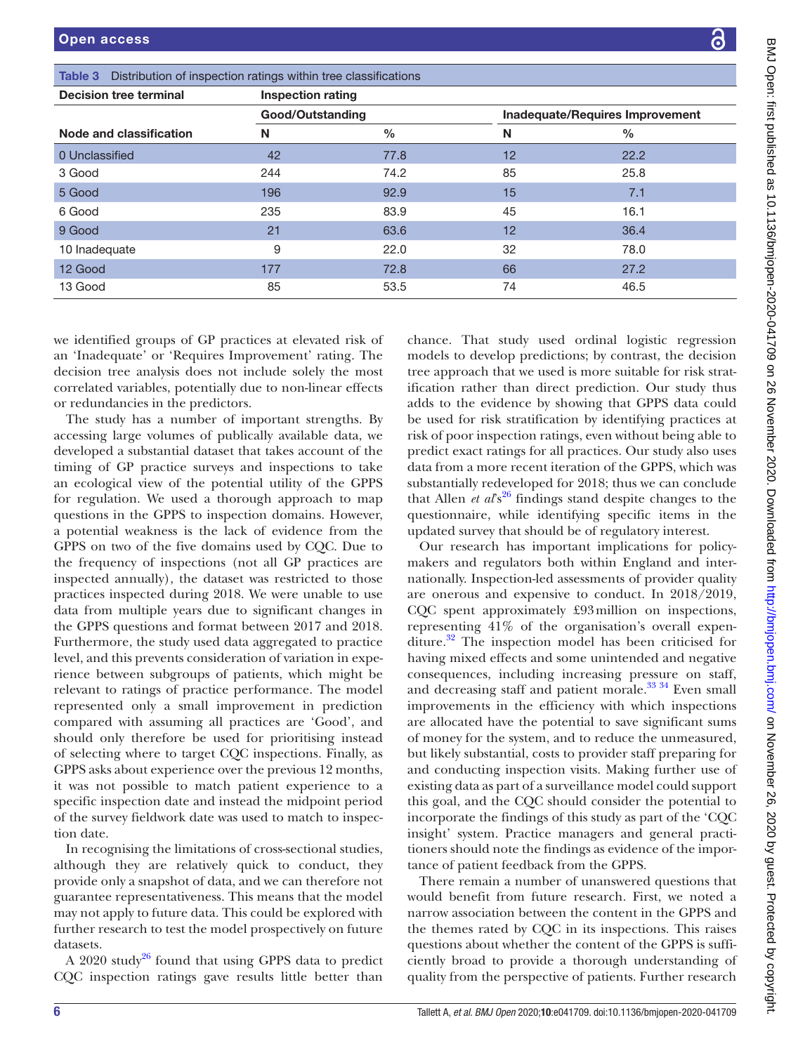**Table 3** Distribution of inspection ratings within tree classifications

| Decision tree terminal | Inspection rating | | | |
|---|---|---|---|---|
| | Good/Outstanding | | Inadequate/Requires Improvement | |
| Node and classification | N | % | N | % |
| 0 Unclassified | 42 | 77.8 | 12 | 22.2 |
| 3 Good | 244 | 74.2 | 85 | 25.8 |
| 5 Good | 196 | 92.9 | 15 | 7.1 |
| 6 Good | 235 | 83.9 | 45 | 16.1 |
| 9 Good | 21 | 63.6 | 12 | 36.4 |
| 10 Inadequate | 9 | 22.0 | 32 | 78.0 |
| 12 Good | 177 | 72.8 | 66 | 27.2 |
| 13 Good | 85 | 53.5 | 74 | 46.5 |

we identified groups of GP practices at elevated risk of an 'Inadequate' or 'Requires Improvement' rating. The decision tree analysis does not include solely the most correlated variables, potentially due to non-linear effects or redundancies in the predictors.

The study has a number of important strengths. By accessing large volumes of publically available data, we developed a substantial dataset that takes account of the timing of GP practice surveys and inspections to take an ecological view of the potential utility of the GPPS for regulation. We used a thorough approach to map questions in the GPPS to inspection domains. However, a potential weakness is the lack of evidence from the GPPS on two of the five domains used by CQC. Due to the frequency of inspections (not all GP practices are inspected annually), the dataset was restricted to those practices inspected during 2018. We were unable to use data from multiple years due to significant changes in the GPPS questions and format between 2017 and 2018. Furthermore, the study used data aggregated to practice level, and this prevents consideration of variation in experience between subgroups of patients, which might be relevant to ratings of practice performance. The model represented only a small improvement in prediction compared with assuming all practices are 'Good', and should only therefore be used for prioritising instead of selecting where to target CQC inspections. Finally, as GPPS asks about experience over the previous 12 months, it was not possible to match patient experience to a specific inspection date and instead the midpoint period of the survey fieldwork date was used to match to inspection date.

In recognising the limitations of cross-sectional studies, although they are relatively quick to conduct, they provide only a snapshot of data, and we can therefore not guarantee representativeness. This means that the model may not apply to future data. This could be explored with further research to test the model prospectively on future datasets.

A 2020 study[26] found that using GPPS data to predict CQC inspection ratings gave results little better than chance. That study used ordinal logistic regression models to develop predictions; by contrast, the decision tree approach that we used is more suitable for risk stratification rather than direct prediction. Our study thus adds to the evidence by showing that GPPS data could be used for risk stratification by identifying practices at risk of poor inspection ratings, even without being able to predict exact ratings for all practices. Our study also uses data from a more recent iteration of the GPPS, which was substantially redeveloped for 2018; thus we can conclude that Allen *et al*'s[26] findings stand despite changes to the questionnaire, while identifying specific items in the updated survey that should be of regulatory interest.

Our research has important implications for policy-makers and regulators both within England and internationally. Inspection-led assessments of provider quality are onerous and expensive to conduct. In 2018/2019, CQC spent approximately £93 million on inspections, representing 41% of the organisation's overall expenditure.[32] The inspection model has been criticised for having mixed effects and some unintended and negative consequences, including increasing pressure on staff, and decreasing staff and patient morale.[33 34] Even small improvements in the efficiency with which inspections are allocated have the potential to save significant sums of money for the system, and to reduce the unmeasured, but likely substantial, costs to provider staff preparing for and conducting inspection visits. Making further use of existing data as part of a surveillance model could support this goal, and the CQC should consider the potential to incorporate the findings of this study as part of the 'CQC insight' system. Practice managers and general practitioners should note the findings as evidence of the importance of patient feedback from the GPPS.

There remain a number of unanswered questions that would benefit from future research. First, we noted a narrow association between the content in the GPPS and the themes rated by CQC in its inspections. This raises questions about whether the content of the GPPS is sufficiently broad to provide a thorough understanding of quality from the perspective of patients. Further research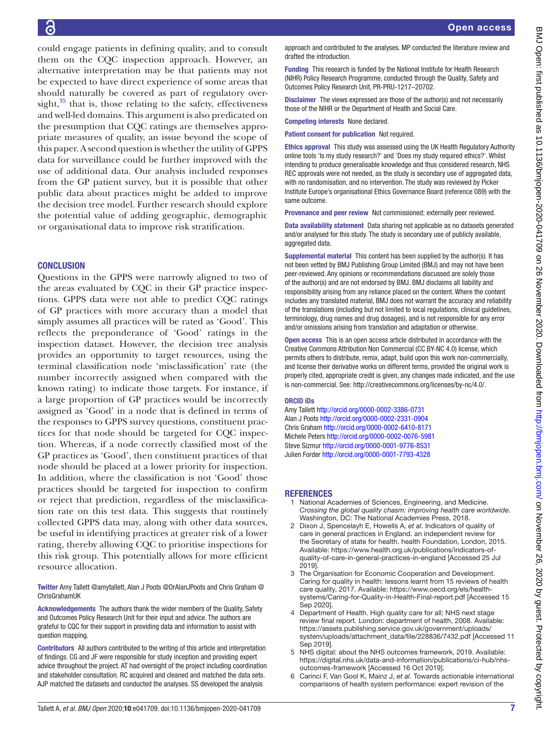could engage patients in defining quality, and to consult them on the CQC inspection approach. However, an alternative interpretation may be that patients may not be expected to have direct experience of some areas that should naturally be covered as part of regulatory oversight,[35] that is, those relating to the safety, effectiveness and well-led domains. This argument is also predicated on the presumption that CQC ratings are themselves appropriate measures of quality, an issue beyond the scope of this paper. A second question is whether the utility of GPPS data for surveillance could be further improved with the use of additional data. Our analysis included responses from the GP patient survey, but it is possible that other public data about practices might be added to improve the decision tree model. Further research should explore the potential value of adding geographic, demographic or organisational data to improve risk stratification.

## CONCLUSION

Questions in the GPPS were narrowly aligned to two of the areas evaluated by CQC in their GP practice inspections. GPPS data were not able to predict CQC ratings of GP practices with more accuracy than a model that simply assumes all practices will be rated as 'Good'. This reflects the preponderance of 'Good' ratings in the inspection dataset. However, the decision tree analysis provides an opportunity to target resources, using the terminal classification node 'misclassification' rate (the number incorrectly assigned when compared with the known rating) to indicate those targets. For instance, if a large proportion of GP practices would be incorrectly assigned as 'Good' in a node that is defined in terms of the responses to GPPS survey questions, constituent practices for that node should be targeted for CQC inspection. Whereas, if a node correctly classified most of the GP practices as 'Good', then constituent practices of that node should be placed at a lower priority for inspection. In addition, where the classification is not 'Good' those practices should be targeted for inspection to confirm or reject that prediction, regardless of the misclassification rate on this test data. This suggests that routinely collected GPPS data may, along with other data sources, be useful in identifying practices at greater risk of a lower rating, thereby allowing CQC to prioritise inspections for this risk group. This potentially allows for more efficient resource allocation.

**Twitter** Amy Tallett @amytallett, Alan J Poots @DrAlanJPoots and Chris Graham @ChrisGrahamUK

**Acknowledgements** The authors thank the wider members of the Quality, Safety and Outcomes Policy Research Unit for their input and advice. The authors are grateful to CQC for their support in providing data and information to assist with question mapping.

**Contributors** All authors contributed to the writing of this article and interpretation of findings. CG and JF were responsible for study inception and providing expert advice throughout the project. AT had oversight of the project including coordination and stakeholder consultation. RC acquired and cleaned and matched the data sets. AJP matched the datasets and conducted the analyses. SS developed the analysis approach and contributed to the analyses. MP conducted the literature review and drafted the introduction.

**Funding** This research is funded by the National Institute for Health Research (NIHR) Policy Research Programme, conducted through the Quality, Safety and Outcomes Policy Research Unit, PR-PRU-1217–20702.

**Disclaimer** The views expressed are those of the author(s) and not necessarily those of the NIHR or the Department of Health and Social Care.

**Competing interests** None declared.

**Patient consent for publication** Not required.

**Ethics approval** This study was assessed using the UK Health Regulatory Authority online tools 'Is my study research?' and 'Does my study required ethics?'. Whilst intending to produce generalisable knowledge and thus considered research, NHS REC approvals were not needed, as the study is secondary use of aggregated data, with no randomisation, and no intervention. The study was reviewed by Picker Institute Europe's organisational Ethics Governance Board (reference 089) with the same outcome.

**Provenance and peer review** Not commissioned; externally peer reviewed.

**Data availability statement** Data sharing not applicable as no datasets generated and/or analysed for this study. The study is secondary use of publicly available, aggregated data.

**Supplemental material** This content has been supplied by the author(s). It has not been vetted by BMJ Publishing Group Limited (BMJ) and may not have been peer-reviewed. Any opinions or recommendations discussed are solely those of the author(s) and are not endorsed by BMJ. BMJ disclaims all liability and responsibility arising from any reliance placed on the content. Where the content includes any translated material, BMJ does not warrant the accuracy and reliability of the translations (including but not limited to local regulations, clinical guidelines, terminology, drug names and drug dosages), and is not responsible for any error and/or omissions arising from translation and adaptation or otherwise.

**Open access** This is an open access article distributed in accordance with the Creative Commons Attribution Non Commercial (CC BY-NC 4.0) license, which permits others to distribute, remix, adapt, build upon this work non-commercially, and license their derivative works on different terms, provided the original work is properly cited, appropriate credit is given, any changes made indicated, and the use is non-commercial. See: http://creativecommons.org/licenses/by-nc/4.0/.

### ORCID iDs

Amy Tallett http://orcid.org/0000-0002-3386-0731
Alan J Poots http://orcid.org/0000-0002-2331-0904
Chris Graham http://orcid.org/0000-0002-6410-8171
Michele Peters http://orcid.org/0000-0002-0076-5981
Steve Sizmur http://orcid.org/0000-0001-9776-8531
Julien Forder http://orcid.org/0000-0001-7793-4328

## REFERENCES

1. National Academies of Sciences, Engineering, and Medicine. *Crossing the global quality chasm: improving health care worldwide*. Washington, DC: The National Academies Press, 2018.
2. Dixon J, Spencelayh E, Howells A, *et al*. Indicators of quality of care in general practices in England. an independent review for the Secretary of state for health. health Foundation, London, 2015. Available: https://www.health.org.uk/publications/indicators-of-quality-of-care-in-general-practices-in-england [Accessed 25 Jul 2019].
3. The Organisation for Economic Cooperation and Development. Caring for quality in health: lessons learnt from 15 reviews of health care quality, 2017. Available: https://www.oecd.org/els/health-systems/Caring-for-Quality-in-Health-Final-report.pdf [Accessed 15 Sep 2020].
4. Department of Health. High quality care for all; NHS next stage review final report. London: department of health, 2008. Available: https://assets.publishing.service.gov.uk/government/uploads/system/uploads/attachment_data/file/228836/7432.pdf [Accessed 11 Sep 2019].
5. NHS digital: about the NHS outcomes framework, 2019. Available: https://digital.nhs.uk/data-and-information/publications/ci-hub/nhs-outcomes-framework [Accessed 16 Oct 2019].
6. Carinci F, Van Gool K, Mainz J, *et al*. Towards actionable international comparisons of health system performance: expert revision of the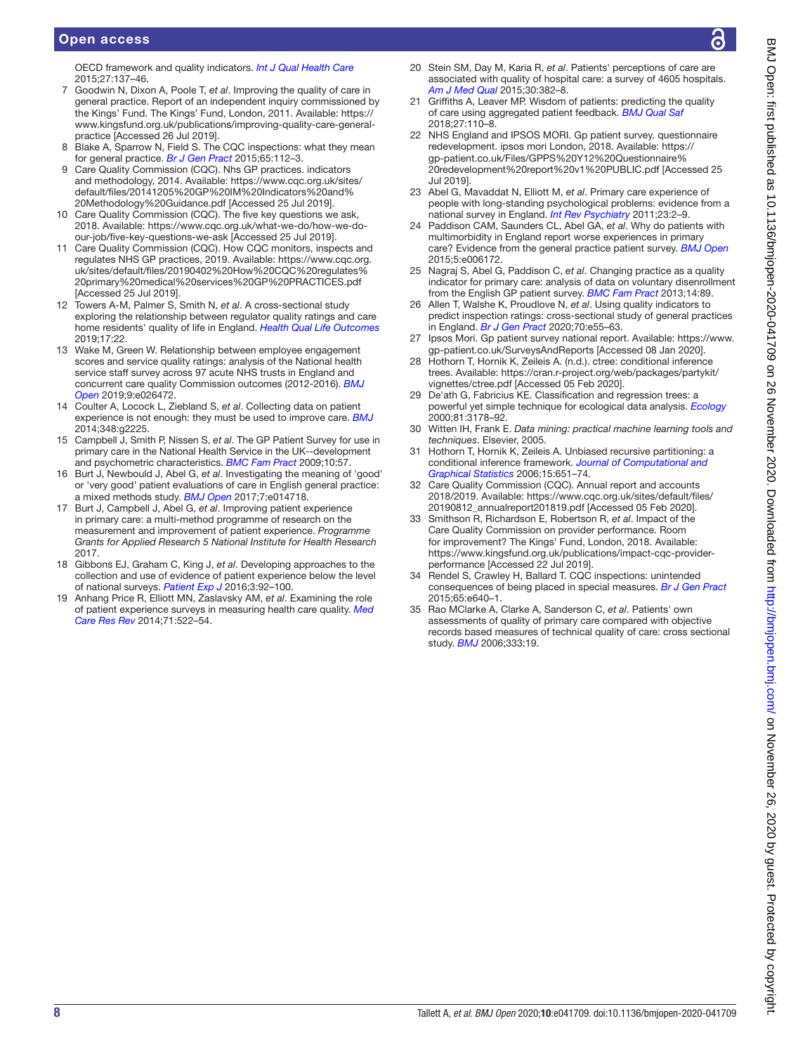OECD framework and quality indicators. *Int J Qual Health Care* 2015;27:137–46.

7. Goodwin N, Dixon A, Poole T, *et al*. Improving the quality of care in general practice. Report of an independent inquiry commissioned by the Kings' Fund. The Kings' Fund, London, 2011. Available: https://www.kingsfund.org.uk/publications/improving-quality-care-general-practice [Accessed 26 Jul 2019].
8. Blake A, Sparrow N, Field S. The CQC inspections: what they mean for general practice. *Br J Gen Pract* 2015;65:112–3.
9. Care Quality Commission (CQC). Nhs GP practices. indicators and methodology, 2014. Available: https://www.cqc.org.uk/sites/default/files/20141205%20GP%20IM%20Indicators%20and%20Methodology%20Guidance.pdf [Accessed 25 Jul 2019].
10. Care Quality Commission (CQC). The five key questions we ask, 2018. Available: https://www.cqc.org.uk/what-we-do/how-we-do-our-job/five-key-questions-we-ask [Accessed 25 Jul 2019].
11. Care Quality Commission (CQC). How CQC monitors, inspects and regulates NHS GP practices, 2019. Available: https://www.cqc.org.uk/sites/default/files/20190402%20How%20CQC%20regulates%20primary%20medical%20services%20GP%20PRACTICES.pdf [Accessed 25 Jul 2019].
12. Towers A-M, Palmer S, Smith N, *et al*. A cross-sectional study exploring the relationship between regulator quality ratings and care home residents' quality of life in England. *Health Qual Life Outcomes* 2019;17:22.
13. Wake M, Green W. Relationship between employee engagement scores and service quality ratings: analysis of the National health service staff survey across 97 acute NHS trusts in England and concurrent care quality Commission outcomes (2012-2016). *BMJ Open* 2019;9:e026472.
14. Coulter A, Locock L, Ziebland S, *et al*. Collecting data on patient experience is not enough: they must be used to improve care. *BMJ* 2014;348:g2225.
15. Campbell J, Smith P, Nissen S, *et al*. The GP Patient Survey for use in primary care in the National Health Service in the UK--development and psychometric characteristics. *BMC Fam Pract* 2009;10:57.
16. Burt J, Newbould J, Abel G, *et al*. Investigating the meaning of 'good' or 'very good' patient evaluations of care in English general practice: a mixed methods study. *BMJ Open* 2017;7:e014718.
17. Burt J, Campbell J, Abel G, *et al*. Improving patient experience in primary care: a multi-method programme of research on the measurement and improvement of patient experience. *Programme Grants for Applied Research 5 National Institute for Health Research* 2017.
18. Gibbons EJ, Graham C, King J, *et al*. Developing approaches to the collection and use of evidence of patient experience below the level of national surveys. *Patient Exp J* 2016;3:92–100.
19. Anhang Price R, Elliott MN, Zaslavsky AM, *et al*. Examining the role of patient experience surveys in measuring health care quality. *Med Care Res Rev* 2014;71:522–54.
20. Stein SM, Day M, Karia R, *et al*. Patients' perceptions of care are associated with quality of hospital care: a survey of 4605 hospitals. *Am J Med Qual* 2015;30:382–8.
21. Griffiths A, Leaver MP. Wisdom of patients: predicting the quality of care using aggregated patient feedback. *BMJ Qual Saf* 2018;27:110–8.
22. NHS England and IPSOS MORI. Gp patient survey. questionnaire redevelopment. ipsos mori London, 2018. Available: https://gp-patient.co.uk/Files/GPPS%20Y12%20Questionnaire%20redevelopment%20report%20v1%20PUBLIC.pdf [Accessed 25 Jul 2019].
23. Abel G, Mavaddat N, Elliott M, *et al*. Primary care experience of people with long-standing psychological problems: evidence from a national survey in England. *Int Rev Psychiatry* 2011;23:2–9.
24. Paddison CAM, Saunders CL, Abel GA, *et al*. Why do patients with multimorbidity in England report worse experiences in primary care? Evidence from the general practice patient survey. *BMJ Open* 2015;5:e006172.
25. Nagraj S, Abel G, Paddison C, *et al*. Changing practice as a quality indicator for primary care: analysis of data on voluntary disenrollment from the English GP patient survey. *BMC Fam Pract* 2013;14:89.
26. Allen T, Walshe K, Proudlove N, *et al*. Using quality indicators to predict inspection ratings: cross-sectional study of general practices in England. *Br J Gen Pract* 2020;70:e55–63.
27. Ipsos Mori. Gp patient survey national report. Available: https://www.gp-patient.co.uk/SurveysAndReports [Accessed 08 Jan 2020].
28. Hothorn T, Hornik K, Zeileis A. (n.d.). ctree: conditional inference trees. Available: https://cran.r-project.org/web/packages/partykit/vignettes/ctree.pdf [Accessed 05 Feb 2020].
29. De'ath G, Fabricius KE. Classification and regression trees: a powerful yet simple technique for ecological data analysis. *Ecology* 2000;81:3178–92.
30. Witten IH, Frank E. *Data mining: practical machine learning tools and techniques*. Elsevier, 2005.
31. Hothorn T, Hornik K, Zeileis A. Unbiased recursive partitioning: a conditional inference framework. *Journal of Computational and Graphical Statistics* 2006;15:651–74.
32. Care Quality Commission (CQC). Annual report and accounts 2018/2019. Available: https://www.cqc.org.uk/sites/default/files/20190812_annualreport201819.pdf [Accessed 05 Feb 2020].
33. Smithson R, Richardson E, Robertson R, *et al*. Impact of the Care Quality Commission on provider performance. Room for improvement? The Kings' Fund, London, 2018. Available: https://www.kingsfund.org.uk/publications/impact-cqc-provider-performance [Accessed 22 Jul 2019].
34. Rendel S, Crawley H, Ballard T. CQC inspections: unintended consequences of being placed in special measures. *Br J Gen Pract* 2015;65:e640–1.
35. Rao MClarke A, Clarke A, Sanderson C, *et al*. Patients' own assessments of quality of primary care compared with objective records based measures of technical quality of care: cross sectional study. *BMJ* 2006;333:19.